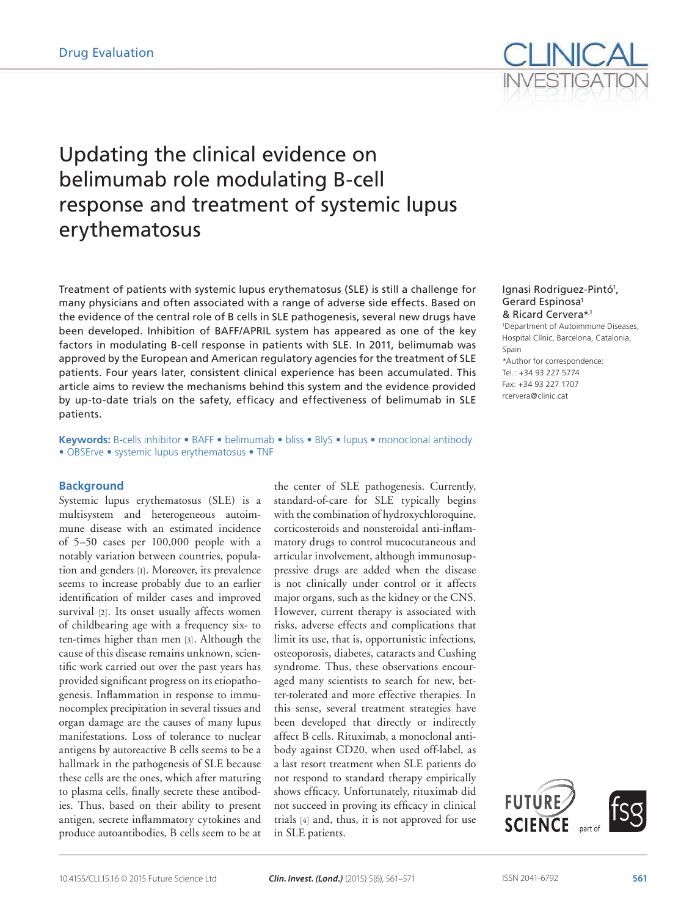Drug Evaluation

# Updating the clinical evidence on belimumab role modulating B-cell response and treatment of systemic lupus erythematosus

Ignasi Rodriguez-Pintó[1], Gerard Espinosa[1] & Ricard Cervera*[,1]

[1]Department of Autoimmune Diseases, Hospital Clínic, Barcelona, Catalonia, Spain

*Author for correspondence:
Tel.: +34 93 227 5774
Fax: +34 93 227 1707
rcervera@clinic.cat

Treatment of patients with systemic lupus erythematosus (SLE) is still a challenge for many physicians and often associated with a range of adverse side effects. Based on the evidence of the central role of B cells in SLE pathogenesis, several new drugs have been developed. Inhibition of BAFF/APRIL system has appeared as one of the key factors in modulating B-cell response in patients with SLE. In 2011, belimumab was approved by the European and American regulatory agencies for the treatment of SLE patients. Four years later, consistent clinical experience has been accumulated. This article aims to review the mechanisms behind this system and the evidence provided by up-to-date trials on the safety, efficacy and effectiveness of belimumab in SLE patients.

**Keywords:** B-cells inhibitor • BAFF • belimumab • bliss • BlyS • lupus • monoclonal antibody • OBSErve • systemic lupus erythematosus • TNF

## Background

Systemic lupus erythematosus (SLE) is a multisystem and heterogeneous autoimmune disease with an estimated incidence of 5–50 cases per 100,000 people with a notably variation between countries, population and genders [1]. Moreover, its prevalence seems to increase probably due to an earlier identification of milder cases and improved survival [2]. Its onset usually affects women of childbearing age with a frequency six- to ten-times higher than men [3]. Although the cause of this disease remains unknown, scientific work carried out over the past years has provided significant progress on its etiopathogenesis. Inflammation in response to immunocomplex precipitation in several tissues and organ damage are the causes of many lupus manifestations. Loss of tolerance to nuclear antigens by autoreactive B cells seems to be a hallmark in the pathogenesis of SLE because these cells are the ones, which after maturing to plasma cells, finally secrete these antibodies. Thus, based on their ability to present antigen, secrete inflammatory cytokines and produce autoantibodies, B cells seem to be at the center of SLE pathogenesis. Currently, standard-of-care for SLE typically begins with the combination of hydroxychloroquine, corticosteroids and nonsteroidal anti-inflammatory drugs to control mucocutaneous and articular involvement, although immunosuppressive drugs are added when the disease is not clinically under control or it affects major organs, such as the kidney or the CNS. However, current therapy is associated with risks, adverse effects and complications that limit its use, that is, opportunistic infections, osteoporosis, diabetes, cataracts and Cushing syndrome. Thus, these observations encouraged many scientists to search for new, better-tolerated and more effective therapies. In this sense, several treatment strategies have been developed that directly or indirectly affect B cells. Rituximab, a monoclonal antibody against CD20, when used off-label, as a last resort treatment when SLE patients do not respond to standard therapy empirically shows efficacy. Unfortunately, rituximab did not succeed in proving its efficacy in clinical trials [4] and, thus, it is not approved for use in SLE patients.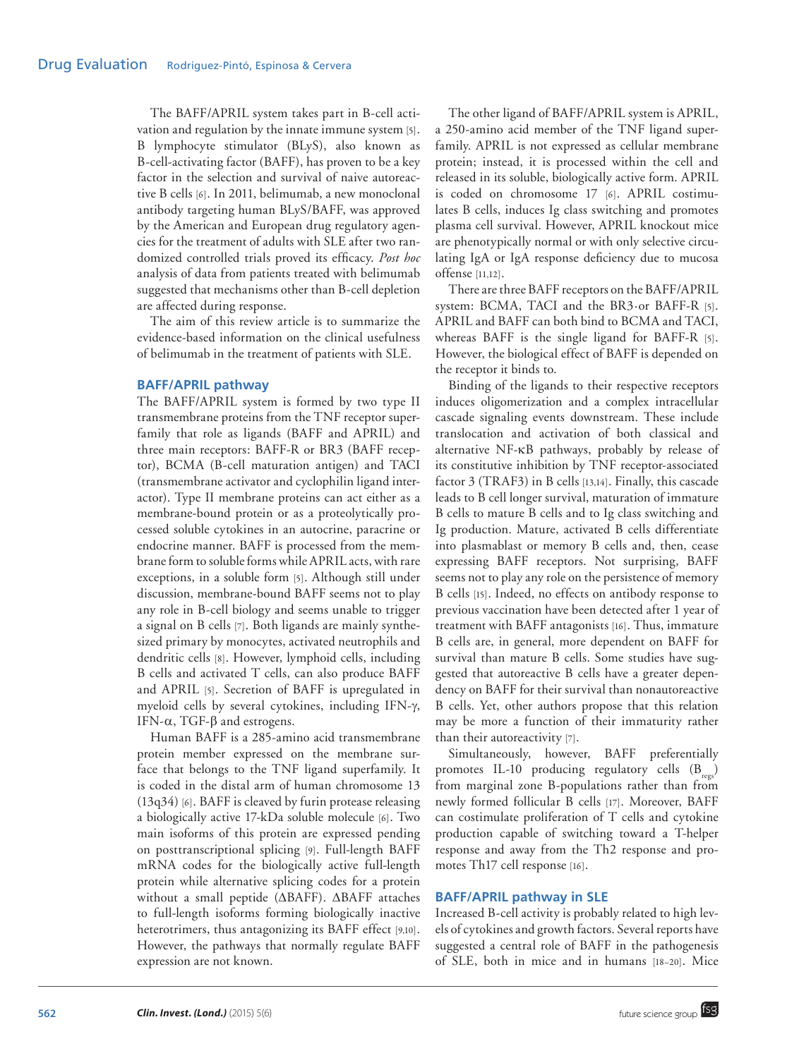The BAFF/APRIL system takes part in B-cell activation and regulation by the innate immune system [5]. B lymphocyte stimulator (BLyS), also known as B-cell-activating factor (BAFF), has proven to be a key factor in the selection and survival of naive autoreactive B cells [6]. In 2011, belimumab, a new monoclonal antibody targeting human BLyS/BAFF, was approved by the American and European drug regulatory agencies for the treatment of adults with SLE after two randomized controlled trials proved its efficacy. *Post hoc* analysis of data from patients treated with belimumab suggested that mechanisms other than B-cell depletion are affected during response.

The aim of this review article is to summarize the evidence-based information on the clinical usefulness of belimumab in the treatment of patients with SLE.

## BAFF/APRIL pathway

The BAFF/APRIL system is formed by two type II transmembrane proteins from the TNF receptor superfamily that role as ligands (BAFF and APRIL) and three main receptors: BAFF-R or BR3 (BAFF receptor), BCMA (B-cell maturation antigen) and TACI (transmembrane activator and cyclophilin ligand interactor). Type II membrane proteins can act either as a membrane-bound protein or as a proteolytically processed soluble cytokines in an autocrine, paracrine or endocrine manner. BAFF is processed from the membrane form to soluble forms while APRIL acts, with rare exceptions, in a soluble form [5]. Although still under discussion, membrane-bound BAFF seems not to play any role in B-cell biology and seems unable to trigger a signal on B cells [7]. Both ligands are mainly synthesized primary by monocytes, activated neutrophils and dendritic cells [8]. However, lymphoid cells, including B cells and activated T cells, can also produce BAFF and APRIL [5]. Secretion of BAFF is upregulated in myeloid cells by several cytokines, including IFN-γ, IFN-α, TGF-β and estrogens.

Human BAFF is a 285-amino acid transmembrane protein member expressed on the membrane surface that belongs to the TNF ligand superfamily. It is coded in the distal arm of human chromosome 13 (13q34) [6]. BAFF is cleaved by furin protease releasing a biologically active 17-kDa soluble molecule [6]. Two main isoforms of this protein are expressed pending on posttranscriptional splicing [9]. Full-length BAFF mRNA codes for the biologically active full-length protein while alternative splicing codes for a protein without a small peptide (ΔBAFF). ΔBAFF attaches to full-length isoforms forming biologically inactive heterotrimers, thus antagonizing its BAFF effect [9,10]. However, the pathways that normally regulate BAFF expression are not known.

The other ligand of BAFF/APRIL system is APRIL, a 250-amino acid member of the TNF ligand superfamily. APRIL is not expressed as cellular membrane protein; instead, it is processed within the cell and released in its soluble, biologically active form. APRIL is coded on chromosome 17 [6]. APRIL costimulates B cells, induces Ig class switching and promotes plasma cell survival. However, APRIL knockout mice are phenotypically normal or with only selective circulating IgA or IgA response deficiency due to mucosa offense [11,12].

There are three BAFF receptors on the BAFF/APRIL system: BCMA, TACI and the BR3·or BAFF-R [5]. APRIL and BAFF can both bind to BCMA and TACI, whereas BAFF is the single ligand for BAFF-R [5]. However, the biological effect of BAFF is depended on the receptor it binds to.

Binding of the ligands to their respective receptors induces oligomerization and a complex intracellular cascade signaling events downstream. These include translocation and activation of both classical and alternative NF-κB pathways, probably by release of its constitutive inhibition by TNF receptor-associated factor 3 (TRAF3) in B cells [13,14]. Finally, this cascade leads to B cell longer survival, maturation of immature B cells to mature B cells and to Ig class switching and Ig production. Mature, activated B cells differentiate into plasmablast or memory B cells and, then, cease expressing BAFF receptors. Not surprising, BAFF seems not to play any role on the persistence of memory B cells [15]. Indeed, no effects on antibody response to previous vaccination have been detected after 1 year of treatment with BAFF antagonists [16]. Thus, immature B cells are, in general, more dependent on BAFF for survival than mature B cells. Some studies have suggested that autoreactive B cells have a greater dependency on BAFF for their survival than nonautoreactive B cells. Yet, other authors propose that this relation may be more a function of their immaturity rather than their autoreactivity [7].

Simultaneously, however, BAFF preferentially promotes IL-10 producing regulatory cells ($B_{regs}$) from marginal zone B-populations rather than from newly formed follicular B cells [17]. Moreover, BAFF can costimulate proliferation of T cells and cytokine production capable of switching toward a T-helper response and away from the Th2 response and promotes Th17 cell response [16].

## BAFF/APRIL pathway in SLE

Increased B-cell activity is probably related to high levels of cytokines and growth factors. Several reports have suggested a central role of BAFF in the pathogenesis of SLE, both in mice and in humans [18–20]. Mice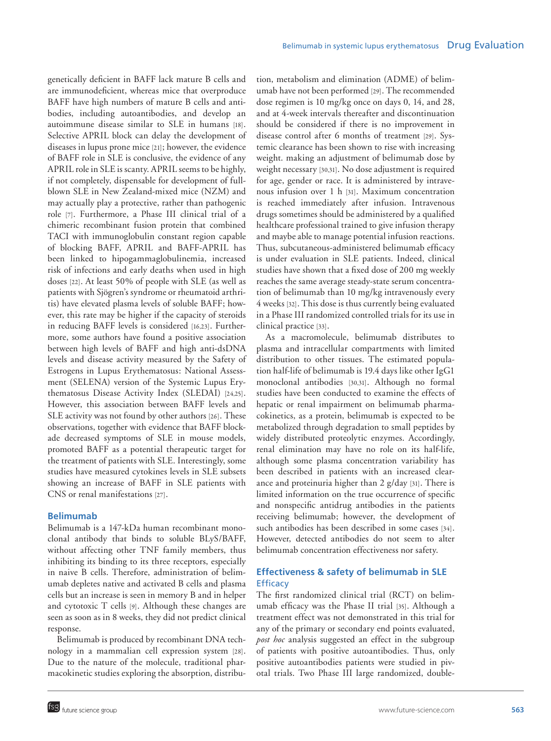genetically deficient in BAFF lack mature B cells and are immunodeficient, whereas mice that overproduce BAFF have high numbers of mature B cells and antibodies, including autoantibodies, and develop an autoimmune disease similar to SLE in humans [18]. Selective APRIL block can delay the development of diseases in lupus prone mice [21]; however, the evidence of BAFF role in SLE is conclusive, the evidence of any APRIL role in SLE is scanty. APRIL seems to be highly, if not completely, dispensable for development of full-blown SLE in New Zealand-mixed mice (NZM) and may actually play a protective, rather than pathogenic role [7]. Furthermore, a Phase III clinical trial of a chimeric recombinant fusion protein that combined TACI with immunoglobulin constant region capable of blocking BAFF, APRIL and BAFF-APRIL has been linked to hipogammaglobulinemia, increased risk of infections and early deaths when used in high doses [22]. At least 50% of people with SLE (as well as patients with Sjögren's syndrome or rheumatoid arthritis) have elevated plasma levels of soluble BAFF; however, this rate may be higher if the capacity of steroids in reducing BAFF levels is considered [16,23]. Furthermore, some authors have found a positive association between high levels of BAFF and high anti-dsDNA levels and disease activity measured by the Safety of Estrogens in Lupus Erythematosus: National Assessment (SELENA) version of the Systemic Lupus Erythematosus Disease Activity Index (SLEDAI) [24,25]. However, this association between BAFF levels and SLE activity was not found by other authors [26]. These observations, together with evidence that BAFF blockade decreased symptoms of SLE in mouse models, promoted BAFF as a potential therapeutic target for the treatment of patients with SLE. Interestingly, some studies have measured cytokines levels in SLE subsets showing an increase of BAFF in SLE patients with CNS or renal manifestations [27].

## Belimumab

Belimumab is a 147-kDa human recombinant monoclonal antibody that binds to soluble BLyS/BAFF, without affecting other TNF family members, thus inhibiting its binding to its three receptors, especially in naive B cells. Therefore, administration of belimumab depletes native and activated B cells and plasma cells but an increase is seen in memory B and in helper and cytotoxic T cells [9]. Although these changes are seen as soon as in 8 weeks, they did not predict clinical response.

Belimumab is produced by recombinant DNA technology in a mammalian cell expression system [28]. Due to the nature of the molecule, traditional pharmacokinetic studies exploring the absorption, distribution, metabolism and elimination (ADME) of belimumab have not been performed [29]. The recommended dose regimen is 10 mg/kg once on days 0, 14, and 28, and at 4-week intervals thereafter and discontinuation should be considered if there is no improvement in disease control after 6 months of treatment [29]. Systemic clearance has been shown to rise with increasing weight. making an adjustment of belimumab dose by weight necessary [30,31]. No dose adjustment is required for age, gender or race. It is administered by intravenous infusion over 1 h [31]. Maximum concentration is reached immediately after infusion. Intravenous drugs sometimes should be administered by a qualified healthcare professional trained to give infusion therapy and maybe able to manage potential infusion reactions. Thus, subcutaneous-administered belimumab efficacy is under evaluation in SLE patients. Indeed, clinical studies have shown that a fixed dose of 200 mg weekly reaches the same average steady-state serum concentration of belimumab than 10 mg/kg intravenously every 4 weeks [32]. This dose is thus currently being evaluated in a Phase III randomized controlled trials for its use in clinical practice [33].

As a macromolecule, belimumab distributes to plasma and intracellular compartments with limited distribution to other tissues. The estimated population half-life of belimumab is 19.4 days like other IgG1 monoclonal antibodies [30,31]. Although no formal studies have been conducted to examine the effects of hepatic or renal impairment on belimumab pharmacokinetics, as a protein, belimumab is expected to be metabolized through degradation to small peptides by widely distributed proteolytic enzymes. Accordingly, renal elimination may have no role on its half-life, although some plasma concentration variability has been described in patients with an increased clearance and proteinuria higher than 2 g/day [31]. There is limited information on the true occurrence of specific and nonspecific antidrug antibodies in the patients receiving belimumab; however, the development of such antibodies has been described in some cases [34]. However, detected antibodies do not seem to alter belimumab concentration effectiveness nor safety.

## Effectiveness & safety of belimumab in SLE

### Efficacy

The first randomized clinical trial (RCT) on belimumab efficacy was the Phase II trial [35]. Although a treatment effect was not demonstrated in this trial for any of the primary or secondary end points evaluated, *post hoc* analysis suggested an effect in the subgroup of patients with positive autoantibodies. Thus, only positive autoantibodies patients were studied in pivotal trials. Two Phase III large randomized, double-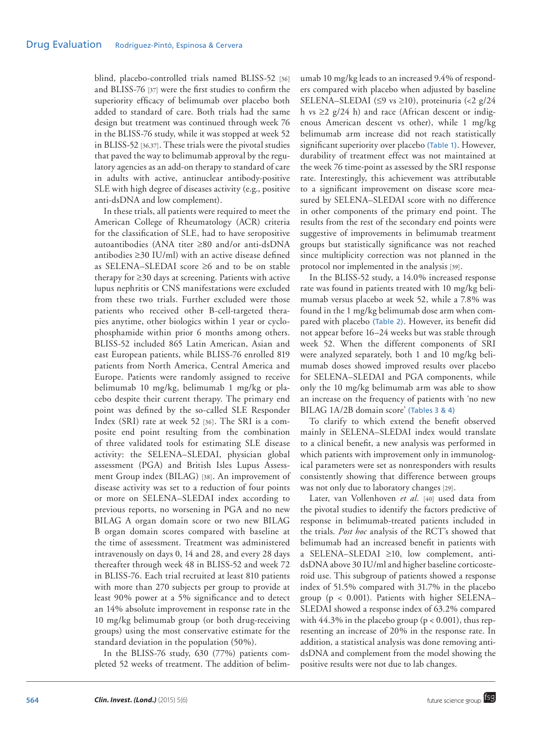blind, placebo-controlled trials named BLISS-52 [36] and BLISS-76 [37] were the first studies to confirm the superiority efficacy of belimumab over placebo both added to standard of care. Both trials had the same design but treatment was continued through week 76 in the BLISS-76 study, while it was stopped at week 52 in BLISS-52 [36,37]. These trials were the pivotal studies that paved the way to belimumab approval by the regulatory agencies as an add-on therapy to standard of care in adults with active, antinuclear antibody-positive SLE with high degree of diseases activity (e.g., positive anti-dsDNA and low complement).

In these trials, all patients were required to meet the American College of Rheumatology (ACR) criteria for the classification of SLE, had to have seropositive autoantibodies (ANA titer ≥80 and/or anti-dsDNA antibodies ≥30 IU/ml) with an active disease defined as SELENA–SLEDAI score ≥6 and to be on stable therapy for ≥30 days at screening. Patients with active lupus nephritis or CNS manifestations were excluded from these two trials. Further excluded were those patients who received other B-cell-targeted therapies anytime, other biologics within 1 year or cyclophosphamide within prior 6 months among others. BLISS-52 included 865 Latin American, Asian and east European patients, while BLISS-76 enrolled 819 patients from North America, Central America and Europe. Patients were randomly assigned to receive belimumab 10 mg/kg, belimumab 1 mg/kg or placebo despite their current therapy. The primary end point was defined by the so-called SLE Responder Index (SRI) rate at week 52 [36]. The SRI is a composite end point resulting from the combination of three validated tools for estimating SLE disease activity: the SELENA–SLEDAI, physician global assessment (PGA) and British Isles Lupus Assessment Group index (BILAG) [38]. An improvement of disease activity was set to a reduction of four points or more on SELENA–SLEDAI index according to previous reports, no worsening in PGA and no new BILAG A organ domain score or two new BILAG B organ domain scores compared with baseline at the time of assessment. Treatment was administered intravenously on days 0, 14 and 28, and every 28 days thereafter through week 48 in BLISS-52 and week 72 in BLISS-76. Each trial recruited at least 810 patients with more than 270 subjects per group to provide at least 90% power at a 5% significance and to detect an 14% absolute improvement in response rate in the 10 mg/kg belimumab group (or both drug-receiving groups) using the most conservative estimate for the standard deviation in the population (50%).

In the BLISS-76 study, 630 (77%) patients completed 52 weeks of treatment. The addition of belimumab 10 mg/kg leads to an increased 9.4% of responders compared with placebo when adjusted by baseline SELENA–SLEDAI (≤9 vs ≥10), proteinuria (<2 g/24 h vs ≥2 g/24 h) and race (African descent or indigenous American descent vs other), while 1 mg/kg belimumab arm increase did not reach statistically significant superiority over placebo (Table 1). However, durability of treatment effect was not maintained at the week 76 time-point as assessed by the SRI response rate. Interestingly, this achievement was attributable to a significant improvement on disease score measured by SELENA–SLEDAI score with no difference in other components of the primary end point. The results from the rest of the secondary end points were suggestive of improvements in belimumab treatment groups but statistically significance was not reached since multiplicity correction was not planned in the protocol nor implemented in the analysis [39].

In the BLISS-52 study, a 14.0% increased response rate was found in patients treated with 10 mg/kg belimumab versus placebo at week 52, while a 7.8% was found in the 1 mg/kg belimumab dose arm when compared with placebo (Table 2). However, its benefit did not appear before 16–24 weeks but was stable through week 52. When the different components of SRI were analyzed separately, both 1 and 10 mg/kg belimumab doses showed improved results over placebo for SELENA–SLEDAI and PGA components, while only the 10 mg/kg belimumab arm was able to show an increase on the frequency of patients with 'no new BILAG 1A/2B domain score' (Tables 3 & 4)

To clarify to which extend the benefit observed mainly in SELENA–SLEDAI index would translate to a clinical benefit, a new analysis was performed in which patients with improvement only in immunological parameters were set as nonresponders with results consistently showing that difference between groups was not only due to laboratory changes [29].

Later, van Vollenhoven *et al.* [40] used data from the pivotal studies to identify the factors predictive of response in belimumab-treated patients included in the trials. *Post hoc* analysis of the RCT's showed that belimumab had an increased benefit in patients with a SELENA–SLEDAI ≥10, low complement, anti-dsDNA above 30 IU/ml and higher baseline corticosteroid use. This subgroup of patients showed a response index of 51.5% compared with 31.7% in the placebo group ($p < 0.001$). Patients with higher SELENA–SLEDAI showed a response index of 63.2% compared with 44.3% in the placebo group ($p < 0.001$), thus representing an increase of 20% in the response rate. In addition, a statistical analysis was done removing anti-dsDNA and complement from the model showing the positive results were not due to lab changes.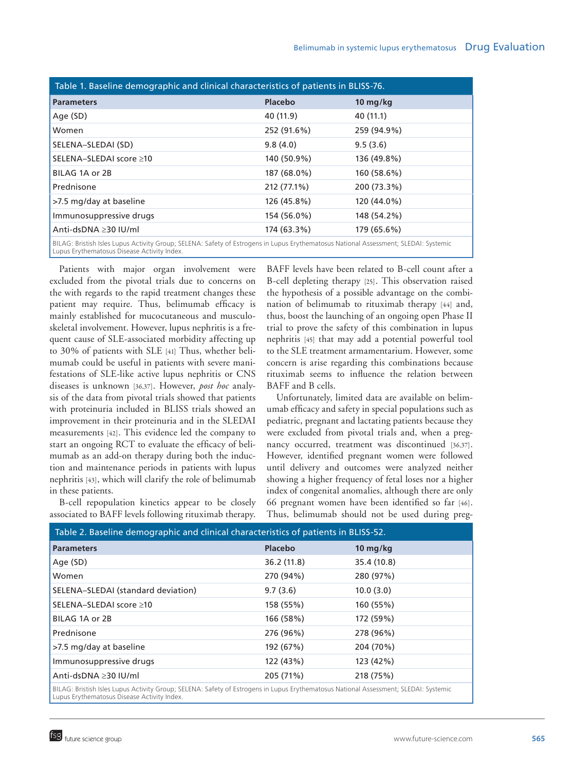**Table 1. Baseline demographic and clinical characteristics of patients in BLISS-76.**

| Parameters | Placebo | 10 mg/kg |
|---|---|---|
| Age (SD) | 40 (11.9) | 40 (11.1) |
| Women | 252 (91.6%) | 259 (94.9%) |
| SELENA–SLEDAI (SD) | 9.8 (4.0) | 9.5 (3.6) |
| SELENA–SLEDAI score ≥10 | 140 (50.9%) | 136 (49.8%) |
| BILAG 1A or 2B | 187 (68.0%) | 160 (58.6%) |
| Prednisone | 212 (77.1%) | 200 (73.3%) |
| >7.5 mg/day at baseline | 126 (45.8%) | 120 (44.0%) |
| Immunosuppressive drugs | 154 (56.0%) | 148 (54.2%) |
| Anti-dsDNA ≥30 IU/ml | 174 (63.3%) | 179 (65.6%) |

BILAG: Bristish Isles Lupus Activity Group; SELENA: Safety of Estrogens in Lupus Erythematosus National Assessment; SLEDAI: Systemic Lupus Erythematosus Disease Activity Index.

Patients with major organ involvement were excluded from the pivotal trials due to concerns on the with regards to the rapid treatment changes these patient may require. Thus, belimumab efficacy is mainly established for mucocutaneous and musculoskeletal involvement. However, lupus nephritis is a frequent cause of SLE-associated morbidity affecting up to 30% of patients with SLE [41] Thus, whether belimumab could be useful in patients with severe manifestations of SLE-like active lupus nephritis or CNS diseases is unknown [36,37]. However, *post hoc* analysis of the data from pivotal trials showed that patients with proteinuria included in BLISS trials showed an improvement in their proteinuria and in the SLEDAI measurements [42]. This evidence led the company to start an ongoing RCT to evaluate the efficacy of belimumab as an add-on therapy during both the induction and maintenance periods in patients with lupus nephritis [43], which will clarify the role of belimumab in these patients.

B-cell repopulation kinetics appear to be closely associated to BAFF levels following rituximab therapy. BAFF levels have been related to B-cell count after a B-cell depleting therapy [25]. This observation raised the hypothesis of a possible advantage on the combination of belimumab to rituximab therapy [44] and, thus, boost the launching of an ongoing open Phase II trial to prove the safety of this combination in lupus nephritis [45] that may add a potential powerful tool to the SLE treatment armamentarium. However, some concern is arise regarding this combinations because rituximab seems to influence the relation between BAFF and B cells.

Unfortunately, limited data are available on belimumab efficacy and safety in special populations such as pediatric, pregnant and lactating patients because they were excluded from pivotal trials and, when a pregnancy occurred, treatment was discontinued [36,37]. However, identified pregnant women were followed until delivery and outcomes were analyzed neither showing a higher frequency of fetal loses nor a higher index of congenital anomalies, although there are only 66 pregnant women have been identified so far [46]. Thus, belimumab should not be used during preg-

**Table 2. Baseline demographic and clinical characteristics of patients in BLISS-52.**

| Parameters | Placebo | 10 mg/kg |
|---|---|---|
| Age (SD) | 36.2 (11.8) | 35.4 (10.8) |
| Women | 270 (94%) | 280 (97%) |
| SELENA–SLEDAI (standard deviation) | 9.7 (3.6) | 10.0 (3.0) |
| SELENA–SLEDAI score ≥10 | 158 (55%) | 160 (55%) |
| BILAG 1A or 2B | 166 (58%) | 172 (59%) |
| Prednisone | 276 (96%) | 278 (96%) |
| >7.5 mg/day at baseline | 192 (67%) | 204 (70%) |
| Immunosuppressive drugs | 122 (43%) | 123 (42%) |
| Anti-dsDNA ≥30 IU/ml | 205 (71%) | 218 (75%) |

BILAG: Bristish Isles Lupus Activity Group; SELENA: Safety of Estrogens in Lupus Erythematosus National Assessment; SLEDAI: Systemic Lupus Erythematosus Disease Activity Index.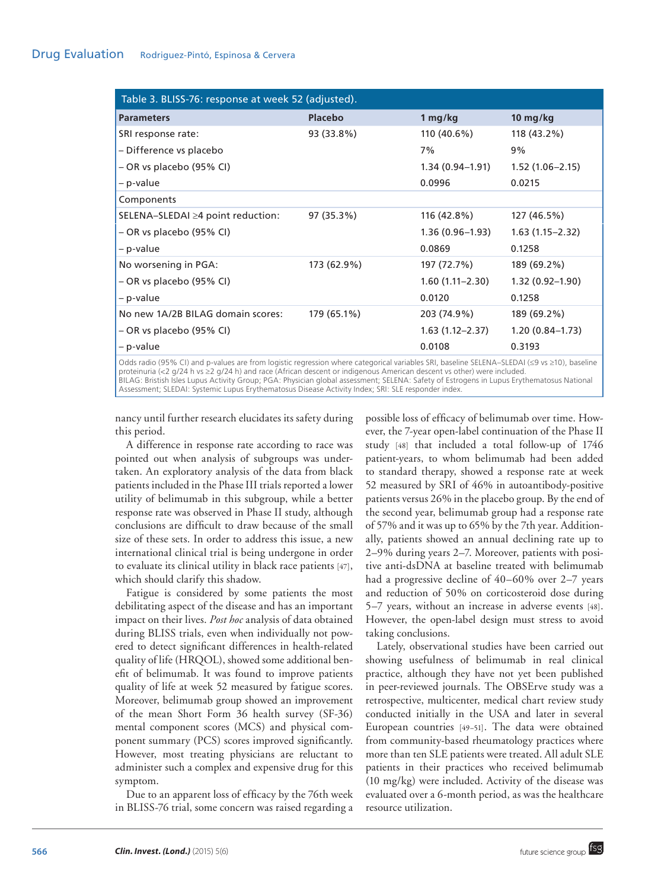**Table 3. BLISS-76: response at week 52 (adjusted).**

| Parameters | Placebo | 1 mg/kg | 10 mg/kg |
|---|---|---|---|
| SRI response rate: | 93 (33.8%) | 110 (40.6%) | 118 (43.2%) |
| – Difference vs placebo | | 7% | 9% |
| – OR vs placebo (95% CI) | | 1.34 (0.94–1.91) | 1.52 (1.06–2.15) |
| – p-value | | 0.0996 | 0.0215 |
| Components | | | |
| SELENA–SLEDAI ≥4 point reduction: | 97 (35.3%) | 116 (42.8%) | 127 (46.5%) |
| – OR vs placebo (95% CI) | | 1.36 (0.96–1.93) | 1.63 (1.15–2.32) |
| – p-value | | 0.0869 | 0.1258 |
| No worsening in PGA: | 173 (62.9%) | 197 (72.7%) | 189 (69.2%) |
| – OR vs placebo (95% CI) | | 1.60 (1.11–2.30) | 1.32 (0.92–1.90) |
| – p-value | | 0.0120 | 0.1258 |
| No new 1A/2B BILAG domain scores: | 179 (65.1%) | 203 (74.9%) | 189 (69.2%) |
| – OR vs placebo (95% CI) | | 1.63 (1.12–2.37) | 1.20 (0.84–1.73) |
| – p-value | | 0.0108 | 0.3193 |

Odds radio (95% CI) and p-values are from logistic regression where categorical variables SRI, baseline SELENA–SLEDAI (≤9 vs ≥10), baseline proteinuria (<2 g/24 h vs ≥2 g/24 h) and race (African descent or indigenous American descent vs other) were included.
BILAG: Bristish Isles Lupus Activity Group; PGA: Physician global assessment; SELENA: Safety of Estrogens in Lupus Erythematosus National Assessment; SLEDAI: Systemic Lupus Erythematosus Disease Activity Index; SRI: SLE responder index.

nancy until further research elucidates its safety during this period.

A difference in response rate according to race was pointed out when analysis of subgroups was undertaken. An exploratory analysis of the data from black patients included in the Phase III trials reported a lower utility of belimumab in this subgroup, while a better response rate was observed in Phase II study, although conclusions are difficult to draw because of the small size of these sets. In order to address this issue, a new international clinical trial is being undergone in order to evaluate its clinical utility in black race patients [47], which should clarify this shadow.

Fatigue is considered by some patients the most debilitating aspect of the disease and has an important impact on their lives. *Post hoc* analysis of data obtained during BLISS trials, even when individually not powered to detect significant differences in health-related quality of life (HRQOL), showed some additional benefit of belimumab. It was found to improve patients quality of life at week 52 measured by fatigue scores. Moreover, belimumab group showed an improvement of the mean Short Form 36 health survey (SF-36) mental component scores (MCS) and physical component summary (PCS) scores improved significantly. However, most treating physicians are reluctant to administer such a complex and expensive drug for this symptom.

Due to an apparent loss of efficacy by the 76th week in BLISS-76 trial, some concern was raised regarding a possible loss of efficacy of belimumab over time. However, the 7-year open-label continuation of the Phase II study [48] that included a total follow-up of 1746 patient-years, to whom belimumab had been added to standard therapy, showed a response rate at week 52 measured by SRI of 46% in autoantibody-positive patients versus 26% in the placebo group. By the end of the second year, belimumab group had a response rate of 57% and it was up to 65% by the 7th year. Additionally, patients showed an annual declining rate up to 2–9% during years 2–7. Moreover, patients with positive anti-dsDNA at baseline treated with belimumab had a progressive decline of 40–60% over 2–7 years and reduction of 50% on corticosteroid dose during 5–7 years, without an increase in adverse events [48]. However, the open-label design must stress to avoid taking conclusions.

Lately, observational studies have been carried out showing usefulness of belimumab in real clinical practice, although they have not yet been published in peer-reviewed journals. The OBSErve study was a retrospective, multicenter, medical chart review study conducted initially in the USA and later in several European countries [49–51]. The data were obtained from community-based rheumatology practices where more than ten SLE patients were treated. All adult SLE patients in their practices who received belimumab (10 mg/kg) were included. Activity of the disease was evaluated over a 6-month period, as was the healthcare resource utilization.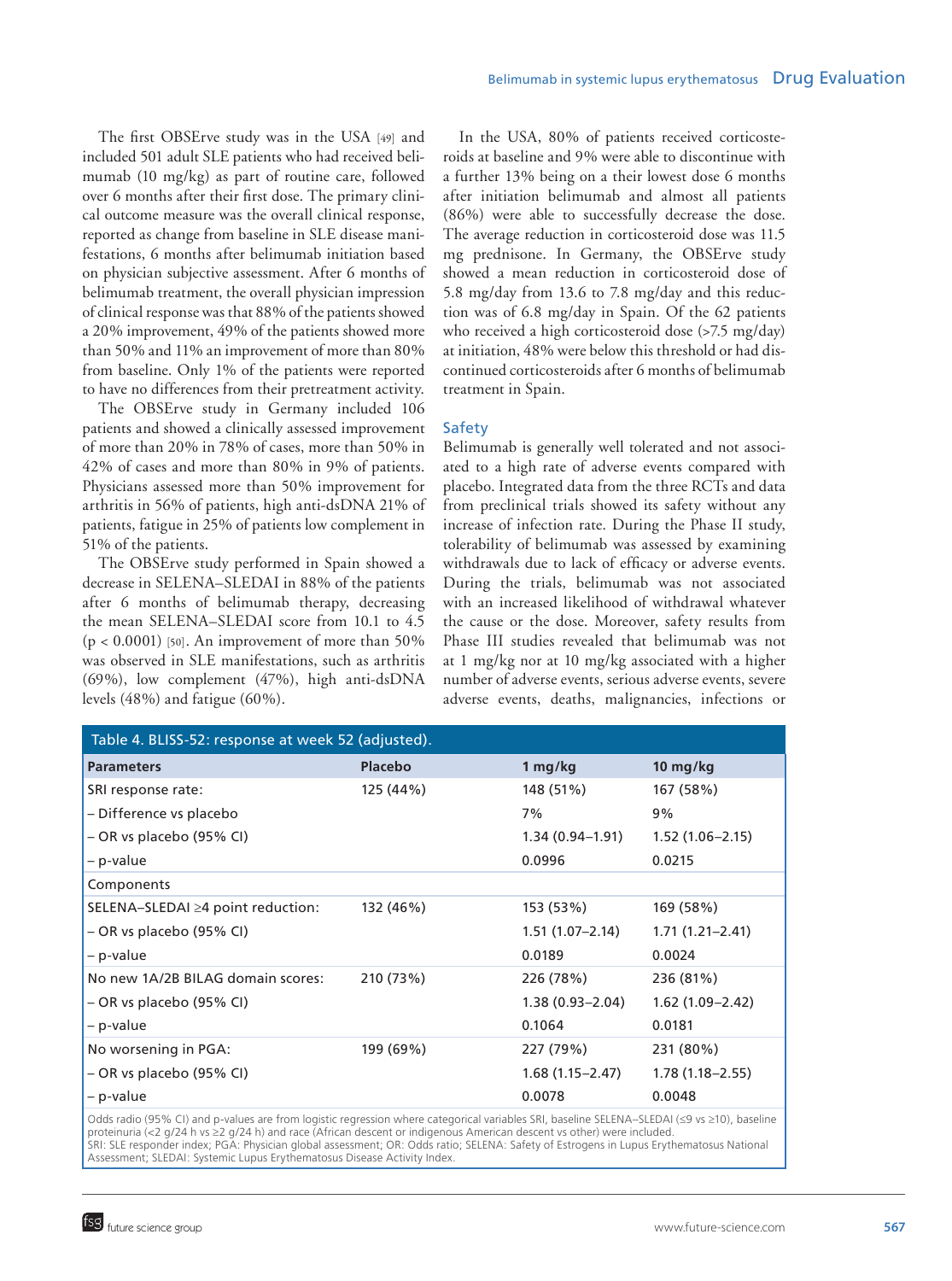The first OBSErve study was in the USA [49] and included 501 adult SLE patients who had received belimumab (10 mg/kg) as part of routine care, followed over 6 months after their first dose. The primary clinical outcome measure was the overall clinical response, reported as change from baseline in SLE disease manifestations, 6 months after belimumab initiation based on physician subjective assessment. After 6 months of belimumab treatment, the overall physician impression of clinical response was that 88% of the patients showed a 20% improvement, 49% of the patients showed more than 50% and 11% an improvement of more than 80% from baseline. Only 1% of the patients were reported to have no differences from their pretreatment activity.

The OBSErve study in Germany included 106 patients and showed a clinically assessed improvement of more than 20% in 78% of cases, more than 50% in 42% of cases and more than 80% in 9% of patients. Physicians assessed more than 50% improvement for arthritis in 56% of patients, high anti-dsDNA 21% of patients, fatigue in 25% of patients low complement in 51% of the patients.

The OBSErve study performed in Spain showed a decrease in SELENA–SLEDAI in 88% of the patients after 6 months of belimumab therapy, decreasing the mean SELENA–SLEDAI score from 10.1 to 4.5 ($p < 0.0001$) [50]. An improvement of more than 50% was observed in SLE manifestations, such as arthritis (69%), low complement (47%), high anti-dsDNA levels (48%) and fatigue (60%).

In the USA, 80% of patients received corticosteroids at baseline and 9% were able to discontinue with a further 13% being on a their lowest dose 6 months after initiation belimumab and almost all patients (86%) were able to successfully decrease the dose. The average reduction in corticosteroid dose was 11.5 mg prednisone. In Germany, the OBSErve study showed a mean reduction in corticosteroid dose of 5.8 mg/day from 13.6 to 7.8 mg/day and this reduction was of 6.8 mg/day in Spain. Of the 62 patients who received a high corticosteroid dose (>7.5 mg/day) at initiation, 48% were below this threshold or had discontinued corticosteroids after 6 months of belimumab treatment in Spain.

## Safety

Belimumab is generally well tolerated and not associated to a high rate of adverse events compared with placebo. Integrated data from the three RCTs and data from preclinical trials showed its safety without any increase of infection rate. During the Phase II study, tolerability of belimumab was assessed by examining withdrawals due to lack of efficacy or adverse events. During the trials, belimumab was not associated with an increased likelihood of withdrawal whatever the cause or the dose. Moreover, safety results from Phase III studies revealed that belimumab was not at 1 mg/kg nor at 10 mg/kg associated with a higher number of adverse events, serious adverse events, severe adverse events, deaths, malignancies, infections or

**Table 4. BLISS-52: response at week 52 (adjusted).**

| Parameters | Placebo | 1 mg/kg | 10 mg/kg |
|---|---|---|---|
| SRI response rate: | 125 (44%) | 148 (51%) | 167 (58%) |
| – Difference vs placebo | | 7% | 9% |
| – OR vs placebo (95% CI) | | 1.34 (0.94–1.91) | 1.52 (1.06–2.15) |
| – p-value | | 0.0996 | 0.0215 |
| Components | | | |
| SELENA–SLEDAI ≥4 point reduction: | 132 (46%) | 153 (53%) | 169 (58%) |
| – OR vs placebo (95% CI) | | 1.51 (1.07–2.14) | 1.71 (1.21–2.41) |
| – p-value | | 0.0189 | 0.0024 |
| No new 1A/2B BILAG domain scores: | 210 (73%) | 226 (78%) | 236 (81%) |
| – OR vs placebo (95% CI) | | 1.38 (0.93–2.04) | 1.62 (1.09–2.42) |
| – p-value | | 0.1064 | 0.0181 |
| No worsening in PGA: | 199 (69%) | 227 (79%) | 231 (80%) |
| – OR vs placebo (95% CI) | | 1.68 (1.15–2.47) | 1.78 (1.18–2.55) |
| – p-value | | 0.0078 | 0.0048 |

Odds radio (95% CI) and p-values are from logistic regression where categorical variables SRI, baseline SELENA–SLEDAI (≤9 vs ≥10), baseline proteinuria (<2 g/24 h vs ≥2 g/24 h) and race (African descent or indigenous American descent vs other) were included.
SRI: SLE responder index; PGA: Physician global assessment; OR: Odds ratio; SELENA: Safety of Estrogens in Lupus Erythematosus National Assessment; SLEDAI: Systemic Lupus Erythematosus Disease Activity Index.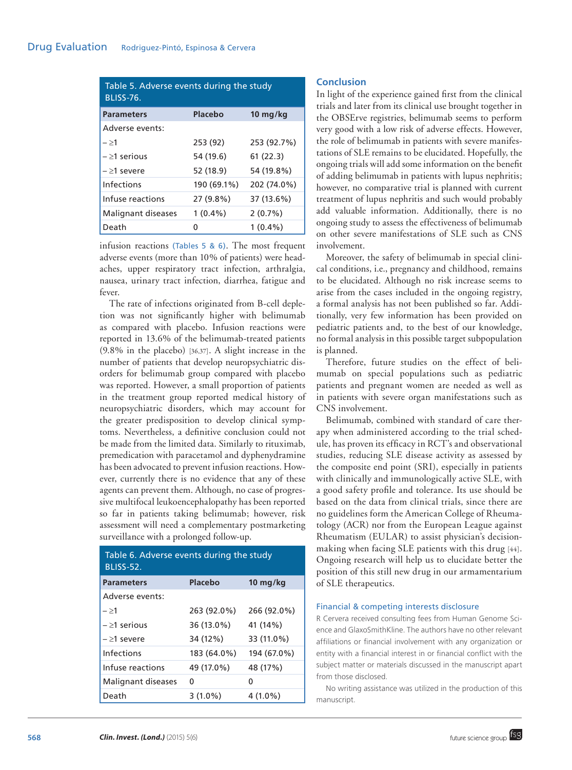Table 5. Adverse events during the study BLISS-76.

| Parameters | Placebo | 10 mg/kg |
|---|---|---|
| Adverse events: | | |
| – ≥1 | 253 (92) | 253 (92.7%) |
| – ≥1 serious | 54 (19.6) | 61 (22.3) |
| – ≥1 severe | 52 (18.9) | 54 (19.8%) |
| Infections | 190 (69.1%) | 202 (74.0%) |
| Infuse reactions | 27 (9.8%) | 37 (13.6%) |
| Malignant diseases | 1 (0.4%) | 2 (0.7%) |
| Death | 0 | 1 (0.4%) |

infusion reactions (Tables 5 & 6). The most frequent adverse events (more than 10% of patients) were headaches, upper respiratory tract infection, arthralgia, nausea, urinary tract infection, diarrhea, fatigue and fever.

The rate of infections originated from B-cell depletion was not significantly higher with belimumab as compared with placebo. Infusion reactions were reported in 13.6% of the belimumab-treated patients (9.8% in the placebo) [36,37]. A slight increase in the number of patients that develop neuropsychiatric disorders for belimumab group compared with placebo was reported. However, a small proportion of patients in the treatment group reported medical history of neuropsychiatric disorders, which may account for the greater predisposition to develop clinical symptoms. Nevertheless, a definitive conclusion could not be made from the limited data. Similarly to rituximab, premedication with paracetamol and dyphenydramine has been advocated to prevent infusion reactions. However, currently there is no evidence that any of these agents can prevent them. Although, no case of progressive multifocal leukoencephalopathy has been reported so far in patients taking belimumab; however, risk assessment will need a complementary postmarketing surveillance with a prolonged follow-up.

Table 6. Adverse events during the study BLISS-52.

| Parameters | Placebo | 10 mg/kg |
|---|---|---|
| Adverse events: | | |
| – ≥1 | 263 (92.0%) | 266 (92.0%) |
| – ≥1 serious | 36 (13.0%) | 41 (14%) |
| – ≥1 severe | 34 (12%) | 33 (11.0%) |
| Infections | 183 (64.0%) | 194 (67.0%) |
| Infuse reactions | 49 (17.0%) | 48 (17%) |
| Malignant diseases | 0 | 0 |
| Death | 3 (1.0%) | 4 (1.0%) |

## Conclusion

In light of the experience gained first from the clinical trials and later from its clinical use brought together in the OBSErve registries, belimumab seems to perform very good with a low risk of adverse effects. However, the role of belimumab in patients with severe manifestations of SLE remains to be elucidated. Hopefully, the ongoing trials will add some information on the benefit of adding belimumab in patients with lupus nephritis; however, no comparative trial is planned with current treatment of lupus nephritis and such would probably add valuable information. Additionally, there is no ongoing study to assess the effectiveness of belimumab on other severe manifestations of SLE such as CNS involvement.

Moreover, the safety of belimumab in special clinical conditions, i.e., pregnancy and childhood, remains to be elucidated. Although no risk increase seems to arise from the cases included in the ongoing registry, a formal analysis has not been published so far. Additionally, very few information has been provided on pediatric patients and, to the best of our knowledge, no formal analysis in this possible target subpopulation is planned.

Therefore, future studies on the effect of belimumab on special populations such as pediatric patients and pregnant women are needed as well as in patients with severe organ manifestations such as CNS involvement.

Belimumab, combined with standard of care therapy when administered according to the trial schedule, has proven its efficacy in RCT's and observational studies, reducing SLE disease activity as assessed by the composite end point (SRI), especially in patients with clinically and immunologically active SLE, with a good safety profile and tolerance. Its use should be based on the data from clinical trials, since there are no guidelines form the American College of Rheumatology (ACR) nor from the European League against Rheumatism (EULAR) to assist physician's decision-making when facing SLE patients with this drug [44]. Ongoing research will help us to elucidate better the position of this still new drug in our armamentarium of SLE therapeutics.

### Financial & competing interests disclosure

R Cervera received consulting fees from Human Genome Science and GlaxoSmithKline. The authors have no other relevant affiliations or financial involvement with any organization or entity with a financial interest in or financial conflict with the subject matter or materials discussed in the manuscript apart from those disclosed.

No writing assistance was utilized in the production of this manuscript.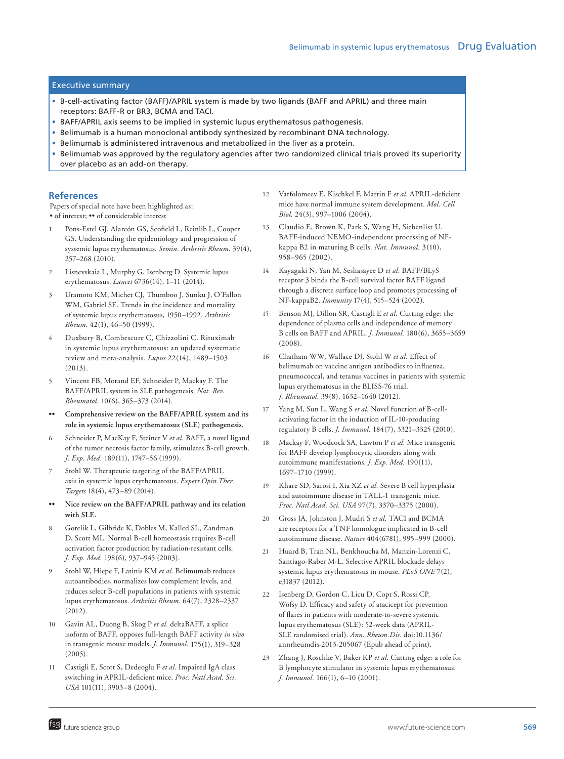## Executive summary

- B-cell-activating factor (BAFF)/APRIL system is made by two ligands (BAFF and APRIL) and three main receptors: BAFF-R or BR3, BCMA and TACI.
- BAFF/APRIL axis seems to be implied in systemic lupus erythematosus pathogenesis.
- Belimumab is a human monoclonal antibody synthesized by recombinant DNA technology.
- Belimumab is administered intravenous and metabolized in the liver as a protein.
- Belimumab was approved by the regulatory agencies after two randomized clinical trials proved its superiority over placebo as an add-on therapy.

## References

Papers of special note have been highlighted as:
• of interest; •• of considerable interest

1. Pons-Estel GJ, Alarcón GS, Scofield L, Reinlib L, Cooper GS. Understanding the epidemiology and progression of systemic lupus erythematosus. *Semin. Arthritis Rheum.* 39(4), 257–268 (2010).
2. Lisnevskaia L, Murphy G, Isenberg D. Systemic lupus erythematosus. *Lancet* 6736(14), 1–11 (2014).
3. Uramoto KM, Michet CJ, Thumboo J, Sunku J, O'Fallon WM, Gabriel SE. Trends in the incidence and mortality of systemic lupus erythematosus, 1950–1992. *Arthritis Rheum.* 42(1), 46–50 (1999).
4. Duxbury B, Combescure C, Chizzolini C. Rituximab in systemic lupus erythematosus: an updated systematic review and meta-analysis. *Lupus* 22(14), 1489–1503 (2013).
5. Vincent FB, Morand EF, Schneider P, Mackay F. The BAFF/APRIL system in SLE pathogenesis. *Nat. Rev. Rheumatol.* 10(6), 365–373 (2014).
   - •• **Comprehensive review on the BAFF/APRIL system and its role in systemic lupus erythematosus (SLE) pathogenesis.**
6. Schneider P, MacKay F, Steiner V *et al.* BAFF, a novel ligand of the tumor necrosis factor family, stimulates B-cell growth. *J. Exp. Med.* 189(11), 1747–56 (1999).
7. Stohl W. Therapeutic targeting of the BAFF/APRIL axis in systemic lupus erythematosus. *Expert Opin.Ther. Targets* 18(4), 473–89 (2014).
   - •• **Nice review on the BAFF/APRIL pathway and its relation with SLE.**
8. Gorelik L, Gilbride K, Dobles M, Kalled SL, Zandman D, Scott ML. Normal B-cell homeostasis requires B-cell activation factor production by radiation-resistant cells. *J. Exp. Med.* 198(6), 937–945 (2003).
9. Stohl W, Hiepe F, Latinis KM *et al.* Belimumab reduces autoantibodies, normalizes low complement levels, and reduces select B-cell populations in patients with systemic lupus erythematosus. *Arthritis Rheum.* 64(7), 2328–2337 (2012).
10. Gavin AL, Duong B, Skog P *et al.* deltaBAFF, a splice isoform of BAFF, opposes full-length BAFF activity *in vivo* in transgenic mouse models. *J. Immunol.* 175(1), 319–328 (2005).
11. Castigli E, Scott S, Dedeoglu F *et al.* Impaired IgA class switching in APRIL-deficient mice. *Proc. Natl Acad. Sci. USA* 101(11), 3903–8 (2004).
12. Varfolomeev E, Kischkel F, Martin F *et al.* APRIL-deficient mice have normal immune system development. *Mol. Cell Biol.* 24(3), 997–1006 (2004).
13. Claudio E, Brown K, Park S, Wang H, Siebenlist U. BAFF-induced NEMO-independent processing of NF-kappa B2 in maturing B cells. *Nat. Immunol.* 3(10), 958–965 (2002).
14. Kayagaki N, Yan M, Seshasayee D *et al.* BAFF/BLyS receptor 3 binds the B-cell survival factor BAFF ligand through a discrete surface loop and promotes processing of NF-kappaB2. *Immunity* 17(4), 515–524 (2002).
15. Benson MJ, Dillon SR, Castigli E *et al.* Cutting edge: the dependence of plasma cells and independence of memory B cells on BAFF and APRIL. *J. Immunol.* 180(6), 3655–3659 (2008).
16. Chatham WW, Wallace DJ, Stohl W *et al.* Effect of belimumab on vaccine antigen antibodies to influenza, pneumococcal, and tetanus vaccines in patients with systemic lupus erythematosus in the BLISS-76 trial. *J. Rheumatol.* 39(8), 1632–1640 (2012).
17. Yang M, Sun L, Wang S *et al.* Novel function of B-cell-activating factor in the induction of IL-10-producing regulatory B cells. *J. Immunol.* 184(7), 3321–3325 (2010).
18. Mackay F, Woodcock SA, Lawton P *et al.* Mice transgenic for BAFF develop lymphocytic disorders along with autoimmune manifestations. *J. Exp. Med.* 190(11), 1697–1710 (1999).
19. Khare SD, Sarosi I, Xia XZ *et al.* Severe B cell hyperplasia and autoimmune disease in TALL-1 transgenic mice. *Proc. Natl Acad. Sci. USA* 97(7), 3370–3375 (2000).
20. Gross JA, Johnston J, Mudri S *et al.* TACI and BCMA are receptors for a TNF homologue implicated in B-cell autoimmune disease. *Nature* 404(6781), 995–999 (2000).
21. Huard B, Tran NL, Benkhoucha M, Manzin-Lorenzi C, Santiago-Raber M-L. Selective APRIL blockade delays systemic lupus erythematosus in mouse. *PLoS ONE* 7(2), e31837 (2012).
22. Isenberg D, Gordon C, Licu D, Copt S, Rossi CP, Wofsy D. Efficacy and safety of atacicept for prevention of flares in patients with moderate-to-severe systemic lupus erythematosus (SLE): 52-week data (APRIL-SLE randomised trial). *Ann. Rheum.Dis.* doi:10.1136/annrheumdis-2013-205067 (Epub ahead of print).
23. Zhang J, Roschke V, Baker KP *et al.* Cutting edge: a role for B lymphocyte stimulator in systemic lupus erythematosus. *J. Immunol.* 166(1), 6–10 (2001).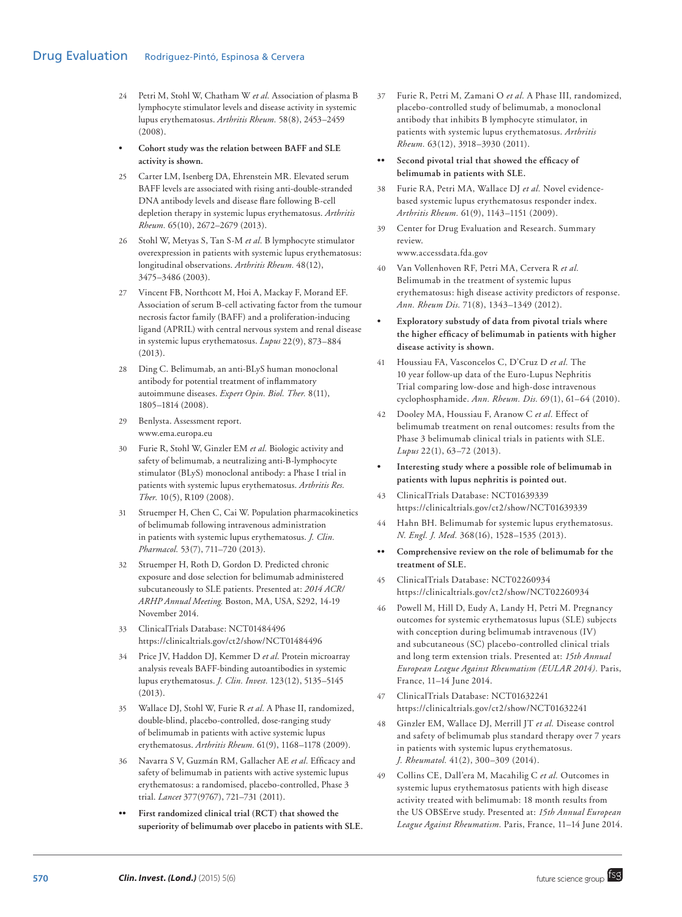24. Petri M, Stohl W, Chatham W *et al.* Association of plasma B lymphocyte stimulator levels and disease activity in systemic lupus erythematosus. *Arthritis Rheum.* 58(8), 2453–2459 (2008).

- **Cohort study was the relation between BAFF and SLE activity is shown.**

25. Carter LM, Isenberg DA, Ehrenstein MR. Elevated serum BAFF levels are associated with rising anti-double-stranded DNA antibody levels and disease flare following B-cell depletion therapy in systemic lupus erythematosus. *Arthritis Rheum.* 65(10), 2672–2679 (2013).

26. Stohl W, Metyas S, Tan S-M *et al.* B lymphocyte stimulator overexpression in patients with systemic lupus erythematosus: longitudinal observations. *Arthritis Rheum.* 48(12), 3475–3486 (2003).

27. Vincent FB, Northcott M, Hoi A, Mackay F, Morand EF. Association of serum B-cell activating factor from the tumour necrosis factor family (BAFF) and a proliferation-inducing ligand (APRIL) with central nervous system and renal disease in systemic lupus erythematosus. *Lupus* 22(9), 873–884 (2013).

28. Ding C. Belimumab, an anti-BLyS human monoclonal antibody for potential treatment of inflammatory autoimmune diseases. *Expert Opin. Biol. Ther.* 8(11), 1805–1814 (2008).

29. Benlysta. Assessment report. www.ema.europa.eu

30. Furie R, Stohl W, Ginzler EM *et al.* Biologic activity and safety of belimumab, a neutralizing anti-B-lymphocyte stimulator (BLyS) monoclonal antibody: a Phase I trial in patients with systemic lupus erythematosus. *Arthritis Res. Ther.* 10(5), R109 (2008).

31. Struemper H, Chen C, Cai W. Population pharmacokinetics of belimumab following intravenous administration in patients with systemic lupus erythematosus. *J. Clin. Pharmacol.* 53(7), 711–720 (2013).

32. Struemper H, Roth D, Gordon D. Predicted chronic exposure and dose selection for belimumab administered subcutaneously to SLE patients. Presented at: *2014 ACR/ARHP Annual Meeting.* Boston, MA, USA, S292, 14-19 November 2014.

33. ClinicalTrials Database: NCT01484496 https://clinicaltrials.gov/ct2/show/NCT01484496

34. Price JV, Haddon DJ, Kemmer D *et al.* Protein microarray analysis reveals BAFF-binding autoantibodies in systemic lupus erythematosus. *J. Clin. Invest.* 123(12), 5135–5145 (2013).

35. Wallace DJ, Stohl W, Furie R *et al.* A Phase II, randomized, double-blind, placebo-controlled, dose-ranging study of belimumab in patients with active systemic lupus erythematosus. *Arthritis Rheum.* 61(9), 1168–1178 (2009).

36. Navarra S V, Guzmán RM, Gallacher AE *et al.* Efficacy and safety of belimumab in patients with active systemic lupus erythematosus: a randomised, placebo-controlled, Phase 3 trial. *Lancet* 377(9767), 721–731 (2011).

- •• **First randomized clinical trial (RCT) that showed the superiority of belimumab over placebo in patients with SLE.**

37. Furie R, Petri M, Zamani O *et al.* A Phase III, randomized, placebo-controlled study of belimumab, a monoclonal antibody that inhibits B lymphocyte stimulator, in patients with systemic lupus erythematosus. *Arthritis Rheum.* 63(12), 3918–3930 (2011).

- •• **Second pivotal trial that showed the efficacy of belimumab in patients with SLE.**

38. Furie RA, Petri MA, Wallace DJ *et al.* Novel evidence-based systemic lupus erythematosus responder index. *Arthritis Rheum.* 61(9), 1143–1151 (2009).

39. Center for Drug Evaluation and Research. Summary review. www.accessdata.fda.gov

40. Van Vollenhoven RF, Petri MA, Cervera R *et al.* Belimumab in the treatment of systemic lupus erythematosus: high disease activity predictors of response. *Ann. Rheum Dis.* 71(8), 1343–1349 (2012).

- **Exploratory substudy of data from pivotal trials where the higher efficacy of belimumab in patients with higher disease activity is shown.**

41. Houssiau FA, Vasconcelos C, D'Cruz D *et al.* The 10 year follow-up data of the Euro-Lupus Nephritis Trial comparing low-dose and high-dose intravenous cyclophosphamide. *Ann. Rheum. Dis.* 69(1), 61–64 (2010).

42. Dooley MA, Houssiau F, Aranow C *et al.* Effect of belimumab treatment on renal outcomes: results from the Phase 3 belimumab clinical trials in patients with SLE. *Lupus* 22(1), 63–72 (2013).

- **Interesting study where a possible role of belimumab in patients with lupus nephritis is pointed out.**

43. ClinicalTrials Database: NCT01639339 https://clinicaltrials.gov/ct2/show/NCT01639339

44. Hahn BH. Belimumab for systemic lupus erythematosus. *N. Engl. J. Med.* 368(16), 1528–1535 (2013).

- •• **Comprehensive review on the role of belimumab for the treatment of SLE.**

45. ClinicalTrials Database: NCT02260934 https://clinicaltrials.gov/ct2/show/NCT02260934

46. Powell M, Hill D, Eudy A, Landy H, Petri M. Pregnancy outcomes for systemic lupus erythematosus (SLE) subjects with conception during belimumab intravenous (IV) and subcutaneous (SC) placebo-controlled clinical trials and long term extension trials. Presented at: *15th Annual European League Against Rheumatism (EULAR 2014).* Paris, France, 11–14 June 2014.

47. ClinicalTrials Database: NCT01632241 https://clinicaltrials.gov/ct2/show/NCT01632241

48. Ginzler EM, Wallace DJ, Merrill JT *et al.* Disease control and safety of belimumab plus standard therapy over 7 years in patients with systemic lupus erythematosus. *J. Rheumatol.* 41(2), 300–309 (2014).

49. Collins CE, Dall'era M, Macahilig C *et al.* Outcomes in systemic lupus erythematosus patients with high disease activity treated with belimumab: 18 month results from the US OBSErve study. Presented at: *15th Annual European League Against Rheumatism.* Paris, France, 11–14 June 2014.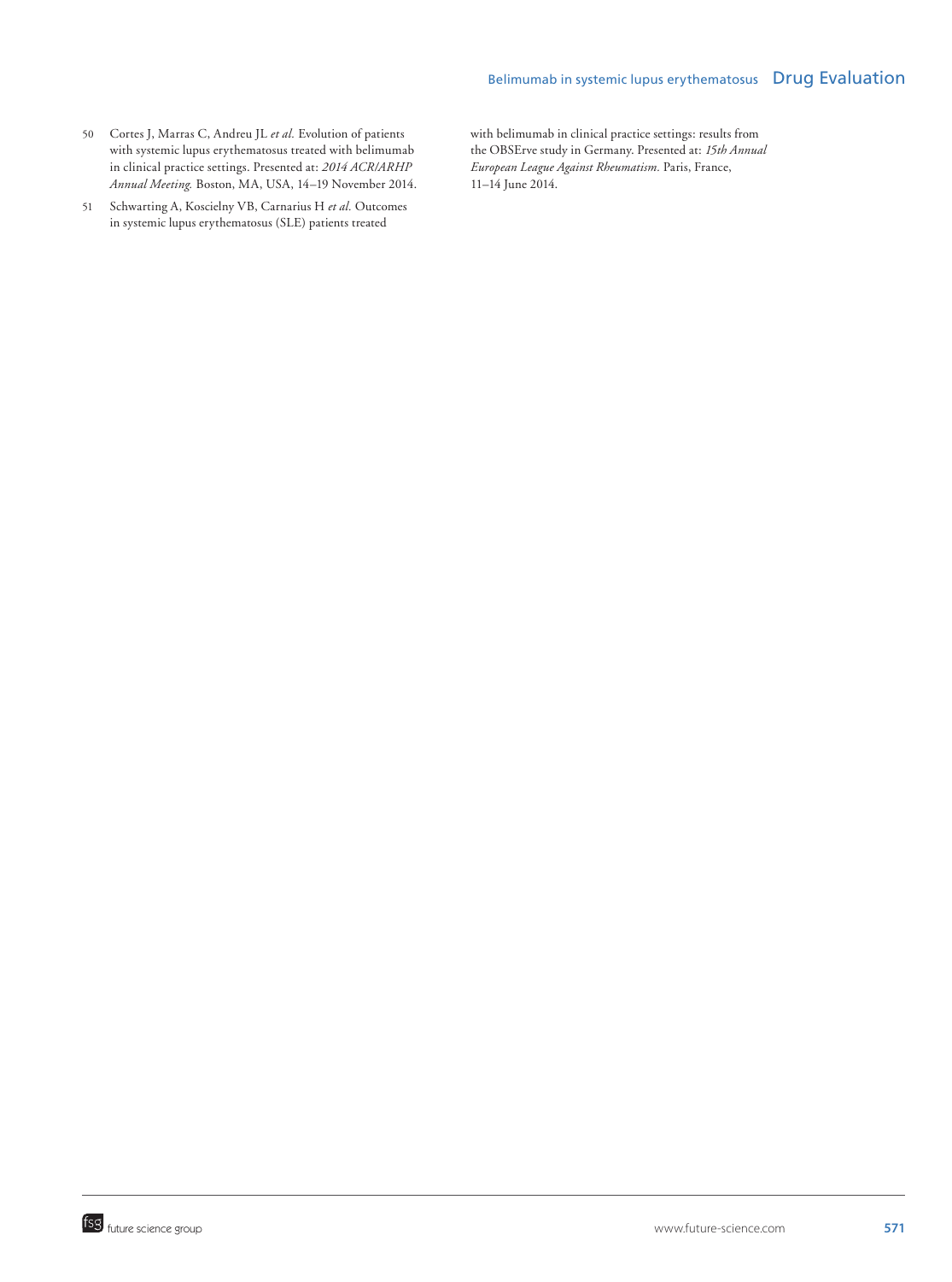50 Cortes J, Marras C, Andreu JL *et al.* Evolution of patients with systemic lupus erythematosus treated with belimumab in clinical practice settings. Presented at: *2014 ACR/ARHP Annual Meeting.* Boston, MA, USA, 14–19 November 2014.

51 Schwarting A, Koscielny VB, Carnarius H *et al.* Outcomes in systemic lupus erythematosus (SLE) patients treated with belimumab in clinical practice settings: results from the OBSErve study in Germany. Presented at: *15th Annual European League Against Rheumatism.* Paris, France, 11–14 June 2014.